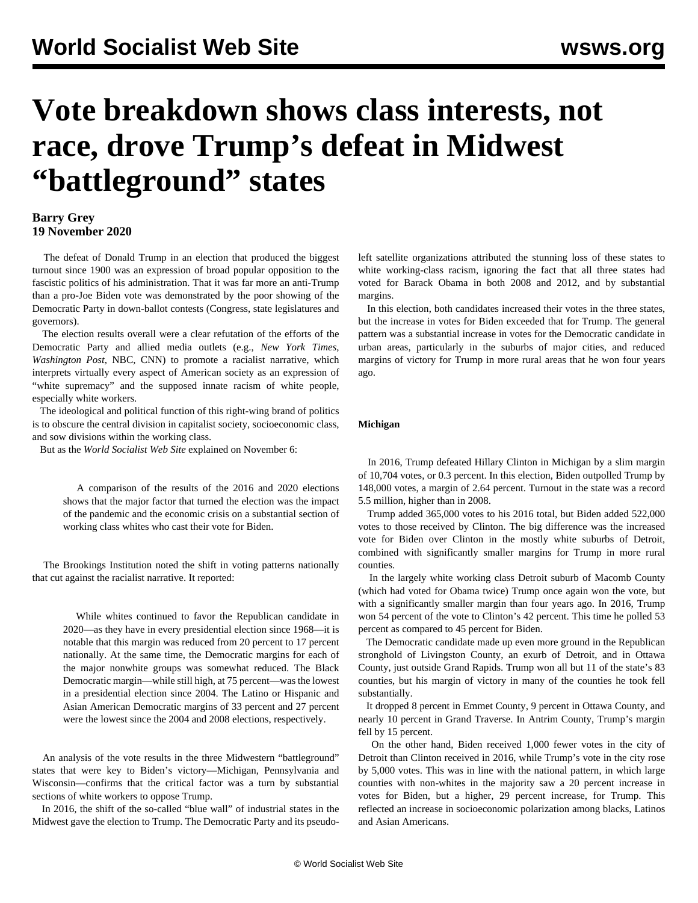# Vote breakdown shows class interests, not race, drove Trump's defeat in Midwest "battleground" states

**Barry Grey**
**19 November 2020**

The defeat of Donald Trump in an election that produced the biggest turnout since 1900 was an expression of broad popular opposition to the fascistic politics of his administration. That it was far more an anti-Trump than a pro-Joe Biden vote was demonstrated by the poor showing of the Democratic Party in down-ballot contests (Congress, state legislatures and governors).

The election results overall were a clear refutation of the efforts of the Democratic Party and allied media outlets (e.g., *New York Times*, *Washington Post*, NBC, CNN) to promote a racialist narrative, which interprets virtually every aspect of American society as an expression of "white supremacy" and the supposed innate racism of white people, especially white workers.

The ideological and political function of this right-wing brand of politics is to obscure the central division in capitalist society, socioeconomic class, and sow divisions within the working class.

But as the *World Socialist Web Site* explained on November 6:

> A comparison of the results of the 2016 and 2020 elections shows that the major factor that turned the election was the impact of the pandemic and the economic crisis on a substantial section of working class whites who cast their vote for Biden.

The Brookings Institution noted the shift in voting patterns nationally that cut against the racialist narrative. It reported:

> While whites continued to favor the Republican candidate in 2020—as they have in every presidential election since 1968—it is notable that this margin was reduced from 20 percent to 17 percent nationally. At the same time, the Democratic margins for each of the major nonwhite groups was somewhat reduced. The Black Democratic margin—while still high, at 75 percent—was the lowest in a presidential election since 2004. The Latino or Hispanic and Asian American Democratic margins of 33 percent and 27 percent were the lowest since the 2004 and 2008 elections, respectively.

An analysis of the vote results in the three Midwestern "battleground" states that were key to Biden's victory—Michigan, Pennsylvania and Wisconsin—confirms that the critical factor was a turn by substantial sections of white workers to oppose Trump.

In 2016, the shift of the so-called "blue wall" of industrial states in the Midwest gave the election to Trump. The Democratic Party and its pseudo-left satellite organizations attributed the stunning loss of these states to white working-class racism, ignoring the fact that all three states had voted for Barack Obama in both 2008 and 2012, and by substantial margins.

In this election, both candidates increased their votes in the three states, but the increase in votes for Biden exceeded that for Trump. The general pattern was a substantial increase in votes for the Democratic candidate in urban areas, particularly in the suburbs of major cities, and reduced margins of victory for Trump in more rural areas that he won four years ago.

**Michigan**

In 2016, Trump defeated Hillary Clinton in Michigan by a slim margin of 10,704 votes, or 0.3 percent. In this election, Biden outpolled Trump by 148,000 votes, a margin of 2.64 percent. Turnout in the state was a record 5.5 million, higher than in 2008.

Trump added 365,000 votes to his 2016 total, but Biden added 522,000 votes to those received by Clinton. The big difference was the increased vote for Biden over Clinton in the mostly white suburbs of Detroit, combined with significantly smaller margins for Trump in more rural counties.

In the largely white working class Detroit suburb of Macomb County (which had voted for Obama twice) Trump once again won the vote, but with a significantly smaller margin than four years ago. In 2016, Trump won 54 percent of the vote to Clinton's 42 percent. This time he polled 53 percent as compared to 45 percent for Biden.

The Democratic candidate made up even more ground in the Republican stronghold of Livingston County, an exurb of Detroit, and in Ottawa County, just outside Grand Rapids. Trump won all but 11 of the state's 83 counties, but his margin of victory in many of the counties he took fell substantially.

It dropped 8 percent in Emmet County, 9 percent in Ottawa County, and nearly 10 percent in Grand Traverse. In Antrim County, Trump's margin fell by 15 percent.

On the other hand, Biden received 1,000 fewer votes in the city of Detroit than Clinton received in 2016, while Trump's vote in the city rose by 5,000 votes. This was in line with the national pattern, in which large counties with non-whites in the majority saw a 20 percent increase in votes for Biden, but a higher, 29 percent increase, for Trump. This reflected an increase in socioeconomic polarization among blacks, Latinos and Asian Americans.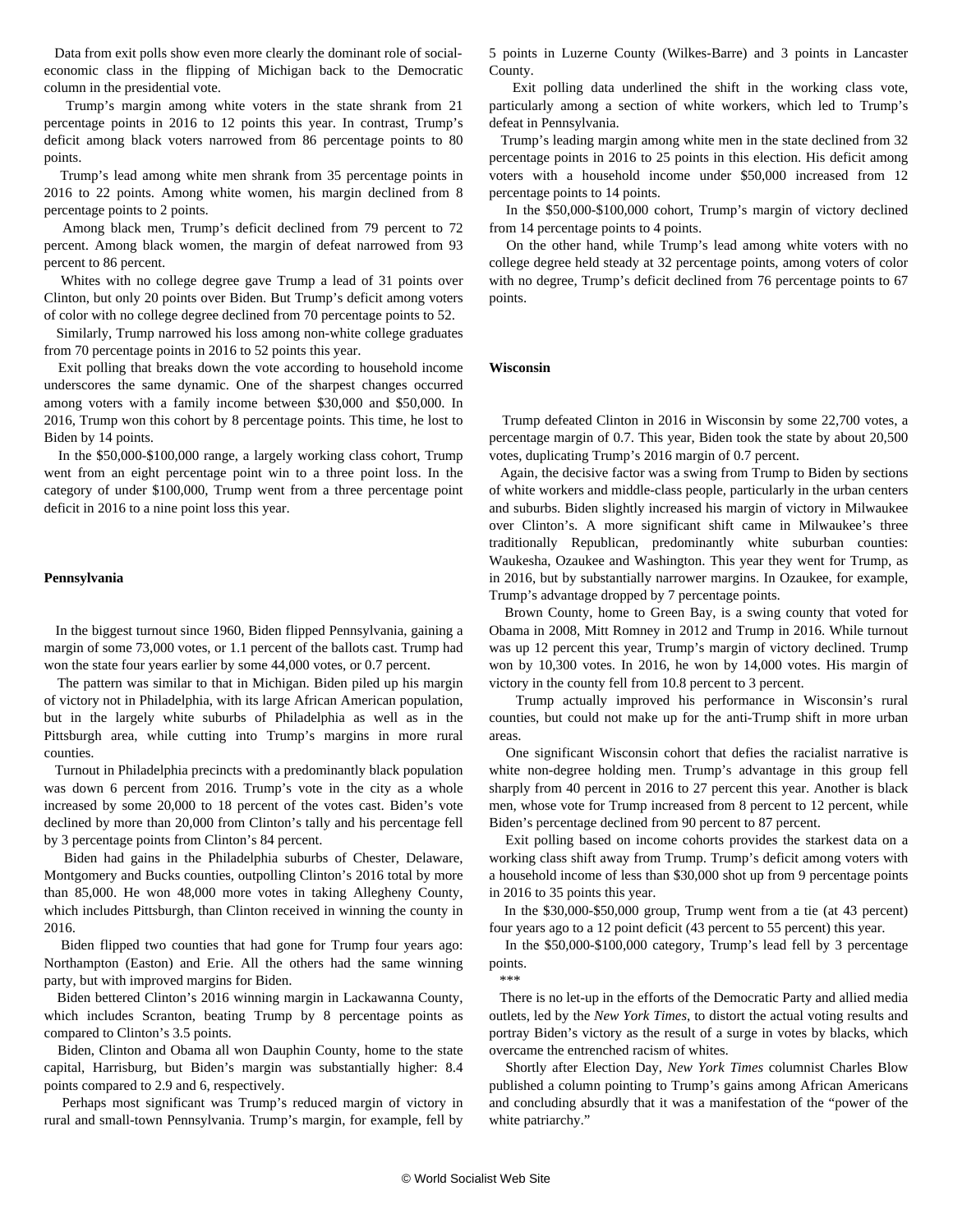Data from exit polls show even more clearly the dominant role of social-economic class in the flipping of Michigan back to the Democratic column in the presidential vote.

Trump's margin among white voters in the state shrank from 21 percentage points in 2016 to 12 points this year. In contrast, Trump's deficit among black voters narrowed from 86 percentage points to 80 points.

Trump's lead among white men shrank from 35 percentage points in 2016 to 22 points. Among white women, his margin declined from 8 percentage points to 2 points.

Among black men, Trump's deficit declined from 79 percent to 72 percent. Among black women, the margin of defeat narrowed from 93 percent to 86 percent.

Whites with no college degree gave Trump a lead of 31 points over Clinton, but only 20 points over Biden. But Trump's deficit among voters of color with no college degree declined from 70 percentage points to 52.

Similarly, Trump narrowed his loss among non-white college graduates from 70 percentage points in 2016 to 52 points this year.

Exit polling that breaks down the vote according to household income underscores the same dynamic. One of the sharpest changes occurred among voters with a family income between $30,000 and $50,000. In 2016, Trump won this cohort by 8 percentage points. This time, he lost to Biden by 14 points.

In the $50,000-$100,000 range, a largely working class cohort, Trump went from an eight percentage point win to a three point loss. In the category of under $100,000, Trump went from a three percentage point deficit in 2016 to a nine point loss this year.

**Pennsylvania**

In the biggest turnout since 1960, Biden flipped Pennsylvania, gaining a margin of some 73,000 votes, or 1.1 percent of the ballots cast. Trump had won the state four years earlier by some 44,000 votes, or 0.7 percent.

The pattern was similar to that in Michigan. Biden piled up his margin of victory not in Philadelphia, with its large African American population, but in the largely white suburbs of Philadelphia as well as in the Pittsburgh area, while cutting into Trump's margins in more rural counties.

Turnout in Philadelphia precincts with a predominantly black population was down 6 percent from 2016. Trump's vote in the city as a whole increased by some 20,000 to 18 percent of the votes cast. Biden's vote declined by more than 20,000 from Clinton's tally and his percentage fell by 3 percentage points from Clinton's 84 percent.

Biden had gains in the Philadelphia suburbs of Chester, Delaware, Montgomery and Bucks counties, outpolling Clinton's 2016 total by more than 85,000. He won 48,000 more votes in taking Allegheny County, which includes Pittsburgh, than Clinton received in winning the county in 2016.

Biden flipped two counties that had gone for Trump four years ago: Northampton (Easton) and Erie. All the others had the same winning party, but with improved margins for Biden.

Biden bettered Clinton's 2016 winning margin in Lackawanna County, which includes Scranton, beating Trump by 8 percentage points as compared to Clinton's 3.5 points.

Biden, Clinton and Obama all won Dauphin County, home to the state capital, Harrisburg, but Biden's margin was substantially higher: 8.4 points compared to 2.9 and 6, respectively.

Perhaps most significant was Trump's reduced margin of victory in rural and small-town Pennsylvania. Trump's margin, for example, fell by 5 points in Luzerne County (Wilkes-Barre) and 3 points in Lancaster County.

Exit polling data underlined the shift in the working class vote, particularly among a section of white workers, which led to Trump's defeat in Pennsylvania.

Trump's leading margin among white men in the state declined from 32 percentage points in 2016 to 25 points in this election. His deficit among voters with a household income under $50,000 increased from 12 percentage points to 14 points.

In the $50,000-$100,000 cohort, Trump's margin of victory declined from 14 percentage points to 4 points.

On the other hand, while Trump's lead among white voters with no college degree held steady at 32 percentage points, among voters of color with no degree, Trump's deficit declined from 76 percentage points to 67 points.

**Wisconsin**

Trump defeated Clinton in 2016 in Wisconsin by some 22,700 votes, a percentage margin of 0.7. This year, Biden took the state by about 20,500 votes, duplicating Trump's 2016 margin of 0.7 percent.

Again, the decisive factor was a swing from Trump to Biden by sections of white workers and middle-class people, particularly in the urban centers and suburbs. Biden slightly increased his margin of victory in Milwaukee over Clinton's. A more significant shift came in Milwaukee's three traditionally Republican, predominantly white suburban counties: Waukesha, Ozaukee and Washington. This year they went for Trump, as in 2016, but by substantially narrower margins. In Ozaukee, for example, Trump's advantage dropped by 7 percentage points.

Brown County, home to Green Bay, is a swing county that voted for Obama in 2008, Mitt Romney in 2012 and Trump in 2016. While turnout was up 12 percent this year, Trump's margin of victory declined. Trump won by 10,300 votes. In 2016, he won by 14,000 votes. His margin of victory in the county fell from 10.8 percent to 3 percent.

Trump actually improved his performance in Wisconsin's rural counties, but could not make up for the anti-Trump shift in more urban areas.

One significant Wisconsin cohort that defies the racialist narrative is white non-degree holding men. Trump's advantage in this group fell sharply from 40 percent in 2016 to 27 percent this year. Another is black men, whose vote for Trump increased from 8 percent to 12 percent, while Biden's percentage declined from 90 percent to 87 percent.

Exit polling based on income cohorts provides the starkest data on a working class shift away from Trump. Trump's deficit among voters with a household income of less than $30,000 shot up from 9 percentage points in 2016 to 35 points this year.

In the $30,000-$50,000 group, Trump went from a tie (at 43 percent) four years ago to a 12 point deficit (43 percent to 55 percent) this year.

In the $50,000-$100,000 category, Trump's lead fell by 3 percentage points.

***

There is no let-up in the efforts of the Democratic Party and allied media outlets, led by the *New York Times*, to distort the actual voting results and portray Biden's victory as the result of a surge in votes by blacks, which overcame the entrenched racism of whites.

Shortly after Election Day, *New York Times* columnist Charles Blow published a column pointing to Trump's gains among African Americans and concluding absurdly that it was a manifestation of the "power of the white patriarchy."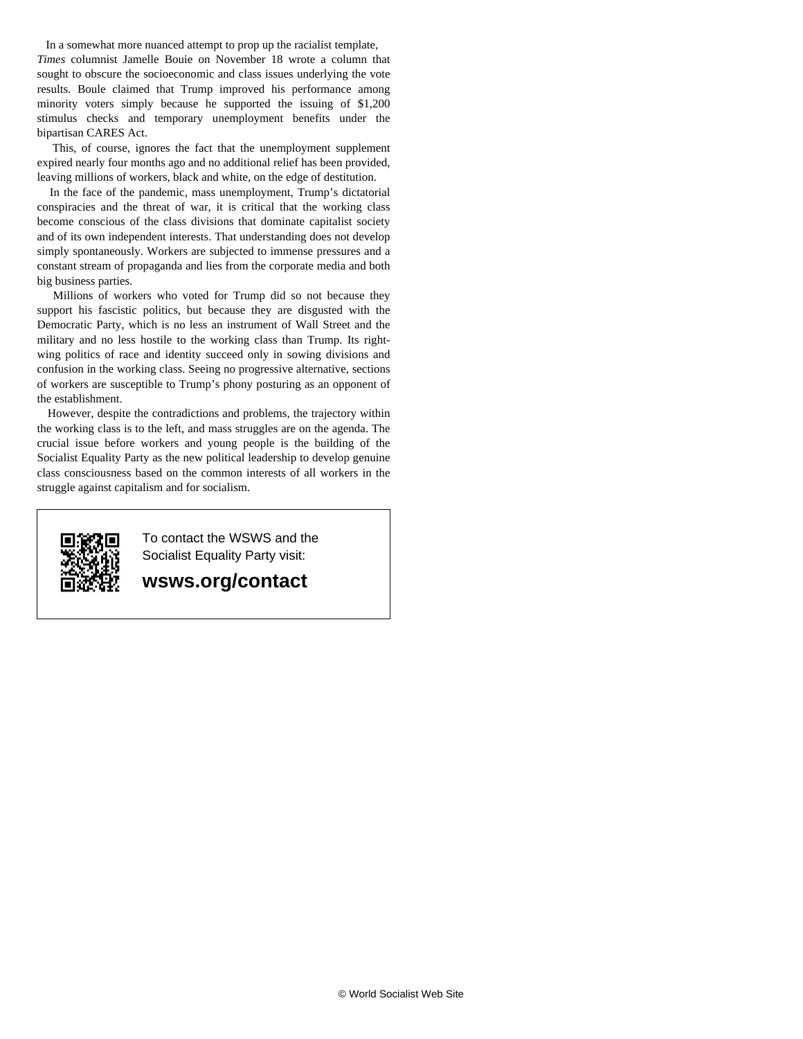In a somewhat more nuanced attempt to prop up the racialist template, *Times* columnist Jamelle Bouie on November 18 wrote a column that sought to obscure the socioeconomic and class issues underlying the vote results. Boule claimed that Trump improved his performance among minority voters simply because he supported the issuing of $1,200 stimulus checks and temporary unemployment benefits under the bipartisan CARES Act.

This, of course, ignores the fact that the unemployment supplement expired nearly four months ago and no additional relief has been provided, leaving millions of workers, black and white, on the edge of destitution.

In the face of the pandemic, mass unemployment, Trump's dictatorial conspiracies and the threat of war, it is critical that the working class become conscious of the class divisions that dominate capitalist society and of its own independent interests. That understanding does not develop simply spontaneously. Workers are subjected to immense pressures and a constant stream of propaganda and lies from the corporate media and both big business parties.

Millions of workers who voted for Trump did so not because they support his fascistic politics, but because they are disgusted with the Democratic Party, which is no less an instrument of Wall Street and the military and no less hostile to the working class than Trump. Its right-wing politics of race and identity succeed only in sowing divisions and confusion in the working class. Seeing no progressive alternative, sections of workers are susceptible to Trump's phony posturing as an opponent of the establishment.

However, despite the contradictions and problems, the trajectory within the working class is to the left, and mass struggles are on the agenda. The crucial issue before workers and young people is the building of the Socialist Equality Party as the new political leadership to develop genuine class consciousness based on the common interests of all workers in the struggle against capitalism and for socialism.

To contact the WSWS and the Socialist Equality Party visit:

**wsws.org/contact**